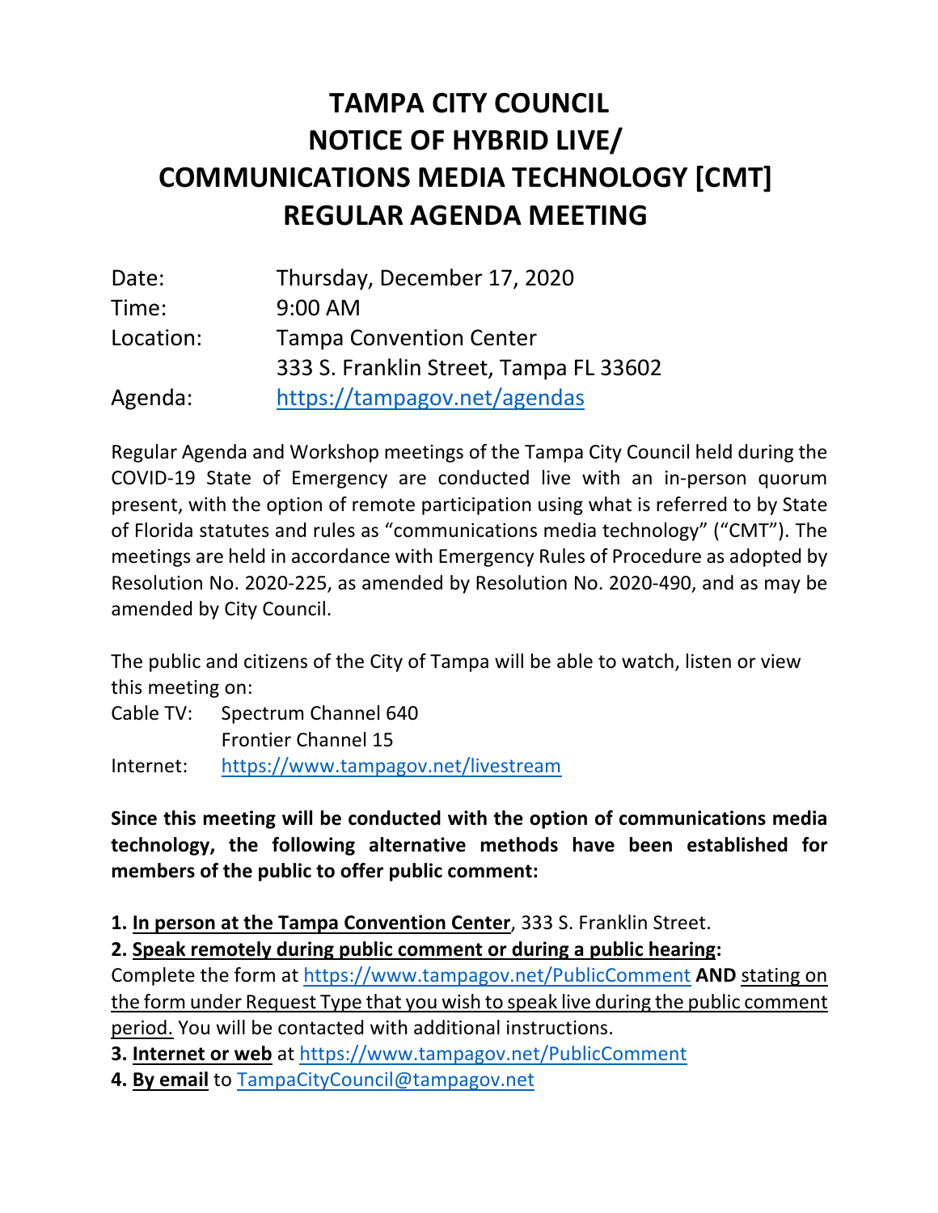# TAMPA CITY COUNCIL NOTICE OF HYBRID LIVE/ COMMUNICATIONS MEDIA TECHNOLOGY [CMT] REGULAR AGENDA MEETING

| | |
|---|---|
| Date: | Thursday, December 17, 2020 |
| Time: | 9:00 AM |
| Location: | Tampa Convention Center<br>333 S. Franklin Street, Tampa FL 33602 |
| Agenda: | https://tampagov.net/agendas |

Regular Agenda and Workshop meetings of the Tampa City Council held during the COVID-19 State of Emergency are conducted live with an in-person quorum present, with the option of remote participation using what is referred to by State of Florida statutes and rules as "communications media technology" ("CMT"). The meetings are held in accordance with Emergency Rules of Procedure as adopted by Resolution No. 2020-225, as amended by Resolution No. 2020-490, and as may be amended by City Council.

The public and citizens of the City of Tampa will be able to watch, listen or view this meeting on:

| | |
|---|---|
| Cable TV: | Spectrum Channel 640<br>Frontier Channel 15 |
| Internet: | https://www.tampagov.net/livestream |

**Since this meeting will be conducted with the option of communications media technology, the following alternative methods have been established for members of the public to offer public comment:**

1. **In person at the Tampa Convention Center**, 333 S. Franklin Street.
2. **Speak remotely during public comment or during a public hearing:** Complete the form at https://www.tampagov.net/PublicComment **AND** stating on the form under Request Type that you wish to speak live during the public comment period. You will be contacted with additional instructions.
3. **Internet or web** at https://www.tampagov.net/PublicComment
4. **By email** to TampaCityCouncil@tampagov.net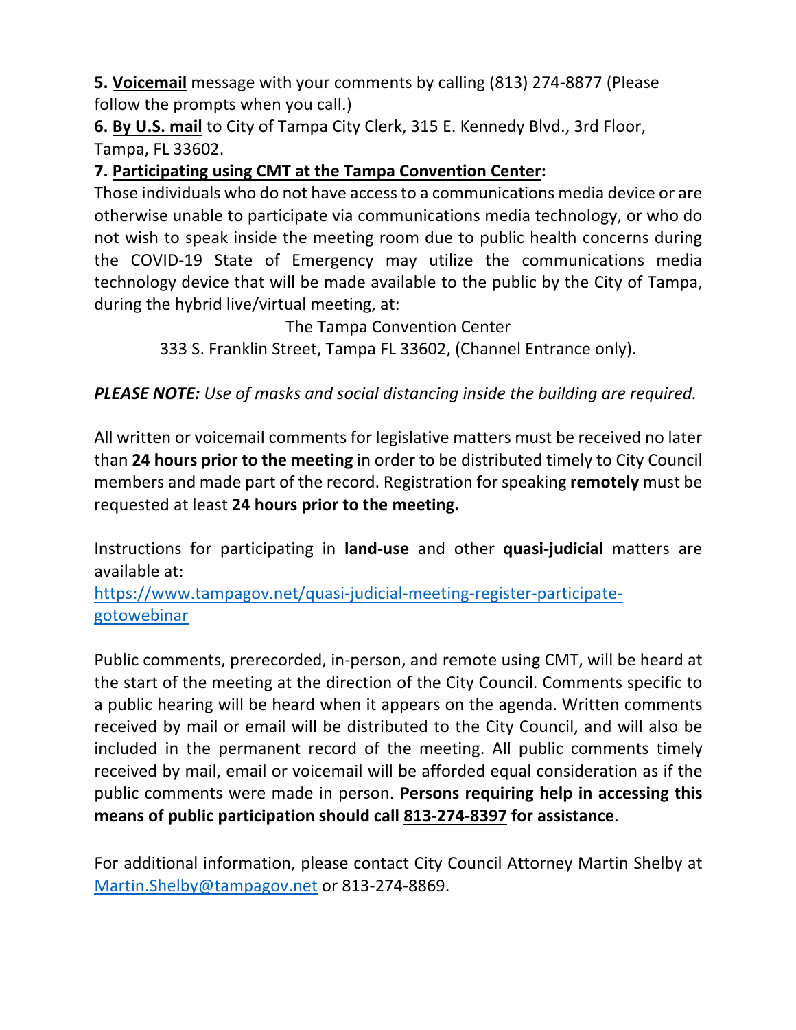**5. <u>Voicemail</u>** message with your comments by calling (813) 274-8877 (Please follow the prompts when you call.)

**6. <u>By U.S. mail</u>** to City of Tampa City Clerk, 315 E. Kennedy Blvd., 3rd Floor, Tampa, FL 33602.

**7. <u>Participating using CMT at the Tampa Convention Center</u>:**

Those individuals who do not have access to a communications media device or are otherwise unable to participate via communications media technology, or who do not wish to speak inside the meeting room due to public health concerns during the COVID-19 State of Emergency may utilize the communications media technology device that will be made available to the public by the City of Tampa, during the hybrid live/virtual meeting, at:

The Tampa Convention Center
333 S. Franklin Street, Tampa FL 33602, (Channel Entrance only).

***PLEASE NOTE:*** *Use of masks and social distancing inside the building are required.*

All written or voicemail comments for legislative matters must be received no later than **24 hours prior to the meeting** in order to be distributed timely to City Council members and made part of the record. Registration for speaking **remotely** must be requested at least **24 hours prior to the meeting.**

Instructions for participating in **land-use** and other **quasi-judicial** matters are available at:
https://www.tampagov.net/quasi-judicial-meeting-register-participate-gotowebinar

Public comments, prerecorded, in-person, and remote using CMT, will be heard at the start of the meeting at the direction of the City Council. Comments specific to a public hearing will be heard when it appears on the agenda. Written comments received by mail or email will be distributed to the City Council, and will also be included in the permanent record of the meeting. All public comments timely received by mail, email or voicemail will be afforded equal consideration as if the public comments were made in person. **Persons requiring help in accessing this means of public participation should call <u>813-274-8397</u> for assistance**.

For additional information, please contact City Council Attorney Martin Shelby at Martin.Shelby@tampagov.net or 813-274-8869.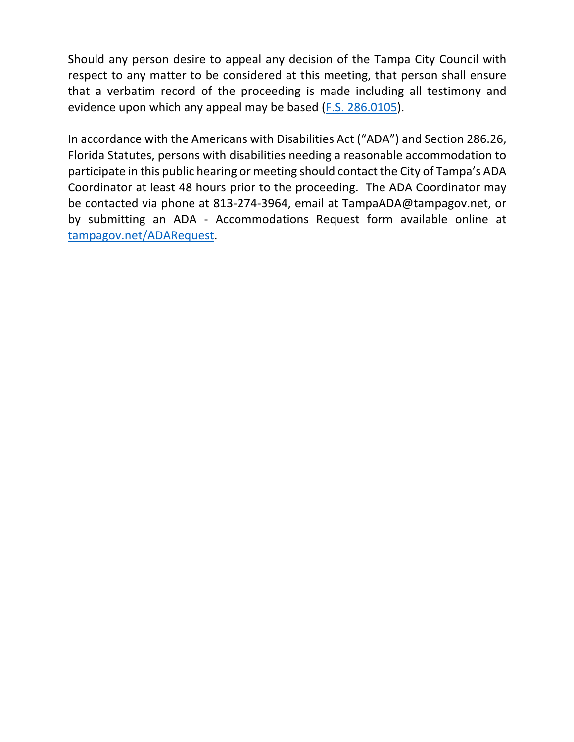Should any person desire to appeal any decision of the Tampa City Council with respect to any matter to be considered at this meeting, that person shall ensure that a verbatim record of the proceeding is made including all testimony and evidence upon which any appeal may be based (F.S. 286.0105).

In accordance with the Americans with Disabilities Act ("ADA") and Section 286.26, Florida Statutes, persons with disabilities needing a reasonable accommodation to participate in this public hearing or meeting should contact the City of Tampa's ADA Coordinator at least 48 hours prior to the proceeding. The ADA Coordinator may be contacted via phone at 813-274-3964, email at TampaADA@tampagov.net, or by submitting an ADA - Accommodations Request form available online at tampagov.net/ADARequest.